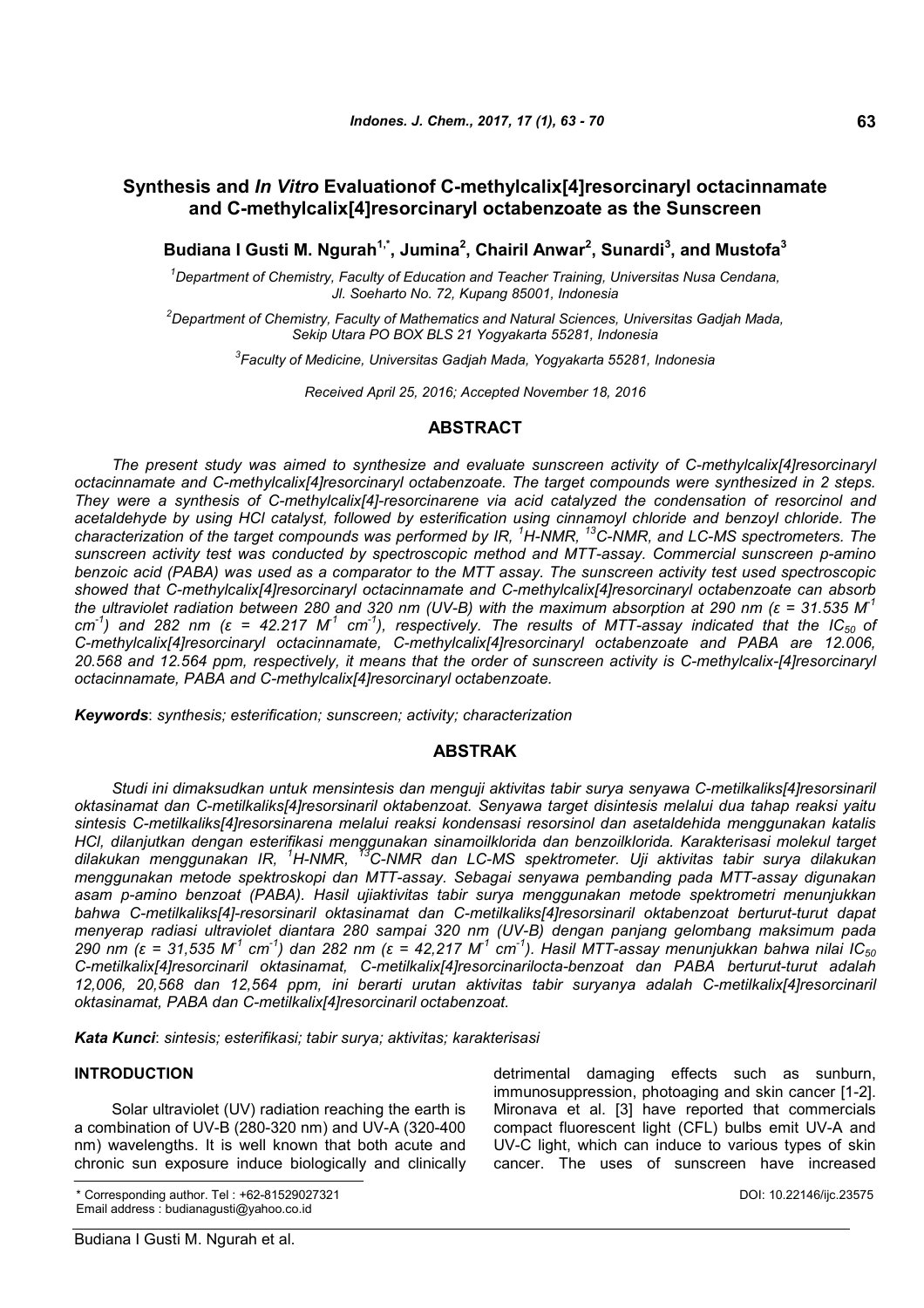# Synthesis and *In Vitro* Evaluationof C-methylcalix[4]resorcinaryl octacinnamate and C-methylcalix[4]resorcinaryl octabenzoate as the Sunscreen

**Budiana I Gusti M. Ngurah[1,*], Jumina[2], Chairil Anwar[2], Sunardi[3], and Mustofa[3]**

[1]*Department of Chemistry, Faculty of Education and Teacher Training, Universitas Nusa Cendana, Jl. Soeharto No. 72, Kupang 85001, Indonesia*

[2]*Department of Chemistry, Faculty of Mathematics and Natural Sciences, Universitas Gadjah Mada, Sekip Utara PO BOX BLS 21 Yogyakarta 55281, Indonesia*

[3]*Faculty of Medicine, Universitas Gadjah Mada, Yogyakarta 55281, Indonesia*

*Received April 25, 2016; Accepted November 18, 2016*

## ABSTRACT

*The present study was aimed to synthesize and evaluate sunscreen activity of C-methylcalix[4]resorcinaryl octacinnamate and C-methylcalix[4]resorcinaryl octabenzoate. The target compounds were synthesized in 2 steps. They were a synthesis of C-methylcalix[4]-resorcinarene via acid catalyzed the condensation of resorcinol and acetaldehyde by using HCl catalyst, followed by esterification using cinnamoyl chloride and benzoyl chloride. The characterization of the target compounds was performed by IR, $^{1}$H-NMR, $^{13}$C-NMR, and LC-MS spectrometers. The sunscreen activity test was conducted by spectroscopic method and MTT-assay. Commercial sunscreen p-amino benzoic acid (PABA) was used as a comparator to the MTT assay. The sunscreen activity test used spectroscopic showed that C-methylcalix[4]resorcinaryl octacinnamate and C-methylcalix[4]resorcinaryl octabenzoate can absorb the ultraviolet radiation between 280 and 320 nm (UV-B) with the maximum absorption at 290 nm ($\varepsilon$ = 31.535 $M^{-1}$ $cm^{-1}$) and 282 nm ($\varepsilon$ = 42.217 $M^{-1}$ $cm^{-1}$), respectively. The results of MTT-assay indicated that the $IC_{50}$ of C-methylcalix[4]resorcinaryl octacinnamate, C-methylcalix[4]resorcinaryl octabenzoate and PABA are 12.006, 20.568 and 12.564 ppm, respectively, it means that the order of sunscreen activity is C-methylcalix-[4]resorcinaryl octacinnamate, PABA and C-methylcalix[4]resorcinaryl octabenzoate.*

***Keywords***: *synthesis; esterification; sunscreen; activity; characterization*

## ABSTRAK

*Studi ini dimaksudkan untuk mensintesis dan menguji aktivitas tabir surya senyawa C-metilkaliks[4]resorsinaril oktasinamat dan C-metilkaliks[4]resorsinaril oktabenzoat. Senyawa target disintesis melalui dua tahap reaksi yaitu sintesis C-metilkaliks[4]resorsinarena melalui reaksi kondensasi resorsinol dan asetaldehida menggunakan katalis HCl, dilanjutkan dengan esterifikasi menggunakan sinamoilklorida dan benzoilklorida. Karakterisasi molekul target dilakukan menggunakan IR, $^{1}$H-NMR, $^{13}$C-NMR dan LC-MS spektrometer. Uji aktivitas tabir surya dilakukan menggunakan metode spektroskopi dan MTT-assay. Sebagai senyawa pembanding pada MTT-assay digunakan asam p-amino benzoat (PABA). Hasil ujiaktivitas tabir surya menggunakan metode spektrometri menunjukkan bahwa C-metilkaliks[4]-resorsinaril oktasinamat dan C-metilkaliks[4]resorsinaril oktabenzoat berturut-turut dapat menyerap radiasi ultraviolet diantara 280 sampai 320 nm (UV-B) dengan panjang gelombang maksimum pada 290 nm ($\varepsilon$ = 31,535 $M^{-1}$ $cm^{-1}$) dan 282 nm ($\varepsilon$ = 42,217 $M^{-1}$ $cm^{-1}$). Hasil MTT-assay menunjukkan bahwa nilai $IC_{50}$ C-metilkalix[4]resorcinaril oktasinamat, C-metilkalix[4]resorcinarilocta-benzoat dan PABA berturut-turut adalah 12,006, 20,568 dan 12,564 ppm, ini berarti urutan aktivitas tabir suryanya adalah C-metilkalix[4]resorcinaril oktasinamat, PABA dan C-metilkalix[4]resorcinaril octabenzoat.*

***Kata Kunci***: *sintesis; esterifikasi; tabir surya; aktivitas; karakterisasi*

## INTRODUCTION

Solar ultraviolet (UV) radiation reaching the earth is a combination of UV-B (280-320 nm) and UV-A (320-400 nm) wavelengths. It is well known that both acute and chronic sun exposure induce biologically and clinically detrimental damaging effects such as sunburn, immunosuppression, photoaging and skin cancer [1-2]. Mironava et al. [3] have reported that commercials compact fluorescent light (CFL) bulbs emit UV-A and UV-C light, which can induce to various types of skin cancer. The uses of sunscreen have increased

\* Corresponding author. Tel : +62-81529027321
Email address : budianagusti@yahoo.co.id

DOI: 10.22146/ijc.23575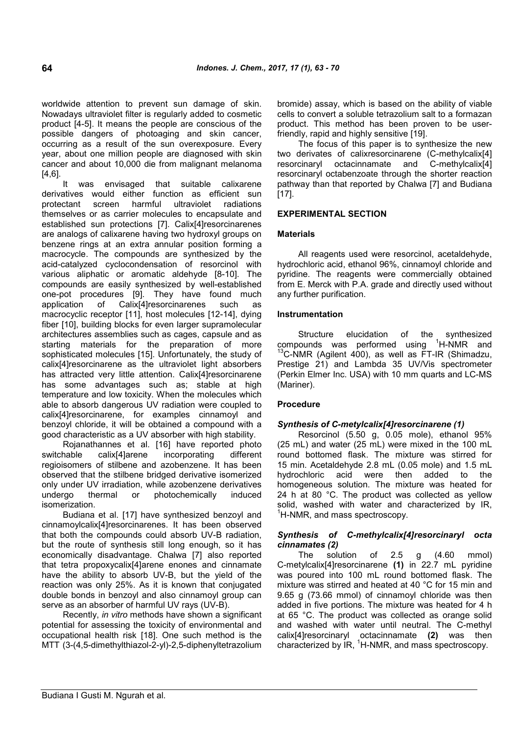worldwide attention to prevent sun damage of skin. Nowadays ultraviolet filter is regularly added to cosmetic product [4-5]. It means the people are conscious of the possible dangers of photoaging and skin cancer, occurring as a result of the sun overexposure. Every year, about one million people are diagnosed with skin cancer and about 10,000 die from malignant melanoma [4,6].

It was envisaged that suitable calixarene derivatives would either function as efficient sun protectant screen harmful ultraviolet radiations themselves or as carrier molecules to encapsulate and established sun protections [7]. Calix[4]resorcinarenes are analogs of calixarene having two hydroxyl groups on benzene rings at an extra annular position forming a macrocycle. The compounds are synthesized by the acid-catalyzed cyclocondensation of resorcinol with various aliphatic or aromatic aldehyde [8-10]. The compounds are easily synthesized by well-established one-pot procedures [9]. They have found much application of Calix[4]resorcinarenes such as macrocyclic receptor [11], host molecules [12-14], dying fiber [10], building blocks for even larger supramolecular architectures assemblies such as cages, capsule and as starting materials for the preparation of more sophisticated molecules [15]. Unfortunately, the study of calix[4]resorcinarene as the ultraviolet light absorbers has attracted very little attention. Calix[4]resorcinarene has some advantages such as; stable at high temperature and low toxicity. When the molecules which able to absorb dangerous UV radiation were coupled to calix[4]resorcinarene, for examples cinnamoyl and benzoyl chloride, it will be obtained a compound with a good characteristic as a UV absorber with high stability.

Rojanathannes et al. [16] have reported photo switchable calix[4]arene incorporating different regioisomers of stilbene and azobenzene. It has been observed that the stilbene bridged derivative isomerized only under UV irradiation, while azobenzene derivatives undergo thermal or photochemically induced isomerization.

Budiana et al. [17] have synthesized benzoyl and cinnamoylcalix[4]resorcinarenes. It has been observed that both the compounds could absorb UV-B radiation, but the route of synthesis still long enough, so it has economically disadvantage. Chalwa [7] also reported that tetra propoxycalix[4]arene enones and cinnamate have the ability to absorb UV-B, but the yield of the reaction was only 25%. As it is known that conjugated double bonds in benzoyl and also cinnamoyl group can serve as an absorber of harmful UV rays (UV-B).

Recently, *in vitro* methods have shown a significant potential for assessing the toxicity of environmental and occupational health risk [18]. One such method is the MTT (3-(4,5-dimethylthiazol-2-yl)-2,5-diphenyltetrazolium bromide) assay, which is based on the ability of viable cells to convert a soluble tetrazolium salt to a formazan product. This method has been proven to be user-friendly, rapid and highly sensitive [19].

The focus of this paper is to synthesize the new two derivates of calixresorcinarene (C-methylcalix[4] resorcinaryl octacinnamate and C-methylcalix[4] resorcinaryl octabenzoate through the shorter reaction pathway than that reported by Chalwa [7] and Budiana [17].

## EXPERIMENTAL SECTION

### Materials

All reagents used were resorcinol, acetaldehyde, hydrochloric acid, ethanol 96%, cinnamoyl chloride and pyridine. The reagents were commercially obtained from E. Merck with P.A. grade and directly used without any further purification.

### Instrumentation

Structure elucidation of the synthesized compounds was performed using $^{1}$H-NMR and $^{13}$C-NMR (Agilent 400), as well as FT-IR (Shimadzu, Prestige 21) and Lambda 35 UV/Vis spectrometer (Perkin Elmer Inc. USA) with 10 mm quarts and LC-MS (Mariner).

### Procedure

#### *Synthesis of C-metylcalix[4]resorcinarene (1)*

Resorcinol (5.50 g, 0.05 mole), ethanol 95% (25 mL) and water (25 mL) were mixed in the 100 mL round bottomed flask. The mixture was stirred for 15 min. Acetaldehyde 2.8 mL (0.05 mole) and 1.5 mL hydrochloric acid were then added to the homogeneous solution. The mixture was heated for 24 h at 80 °C. The product was collected as yellow solid, washed with water and characterized by IR, $^{1}$H-NMR, and mass spectroscopy.

#### *Synthesis of C-methylcalix[4]resorcinaryl octa cinnamates (2)*

The solution of 2.5 g (4.60 mmol) C-methylcalix[4]resorcinarene **(1)** in 22.7 mL pyridine was poured into 100 mL round bottomed flask. The mixture was stirred and heated at 40 °C for 15 min and 9.65 g (73.66 mmol) of cinnamoyl chloride was then added in five portions. The mixture was heated for 4 h at 65 °C. The product was collected as orange solid and washed with water until neutral. The C-methyl calix[4]resorcinaryl octacinnamate **(2)** was then characterized by IR, $^{1}$H-NMR, and mass spectroscopy.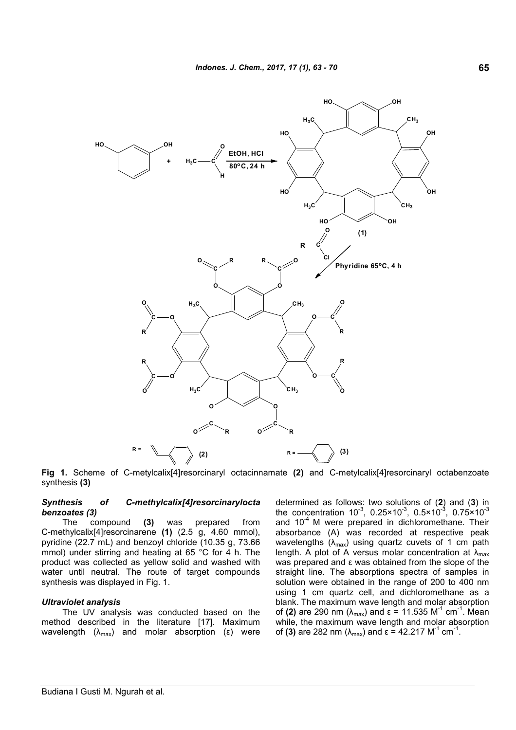**Fig 1.** Scheme of C-metylcalix[4]resorcinaryl octacinnamate **(2)** and C-metylcalix[4]resorcinaryl octabenzoate synthesis **(3)**

### *Synthesis of C-methylcalix[4]resorcinarylocta benzoates (3)*

The compound **(3)** was prepared from C-methylcalix[4]resorcinarene **(1)** (2.5 g, 4.60 mmol), pyridine (22.7 mL) and benzoyl chloride (10.35 g, 73.66 mmol) under stirring and heating at 65 °C for 4 h. The product was collected as yellow solid and washed with water until neutral. The route of target compounds synthesis was displayed in Fig. 1.

### *Ultraviolet analysis*

The UV analysis was conducted based on the method described in the literature [17]. Maximum wavelength ($\lambda_{max}$) and molar absorption ($\varepsilon$) were determined as follows: two solutions of (**2**) and (**3**) in the concentration $10^{-3}$, $0.25{\times}10^{-3}$, $0.5{\times}10^{-3}$, $0.75{\times}10^{-3}$ and $10^{-4}$ M were prepared in dichloromethane. Their absorbance (A) was recorded at respective peak wavelengths ($\lambda_{max}$) using quartz cuvets of 1 cm path length. A plot of A versus molar concentration at $\lambda_{max}$ was prepared and $\varepsilon$ was obtained from the slope of the straight line. The absorptions spectra of samples in solution were obtained in the range of 200 to 400 nm using 1 cm quartz cell, and dichloromethane as a blank. The maximum wave length and molar absorption of **(2)** are 290 nm ($\lambda_{max}$) and $\varepsilon$ = 11.535 $M^{-1}$ $cm^{-1}$. Mean while, the maximum wave length and molar absorption of **(3)** are 282 nm ($\lambda_{max}$) and $\varepsilon$ = 42.217 $M^{-1}$ $cm^{-1}$.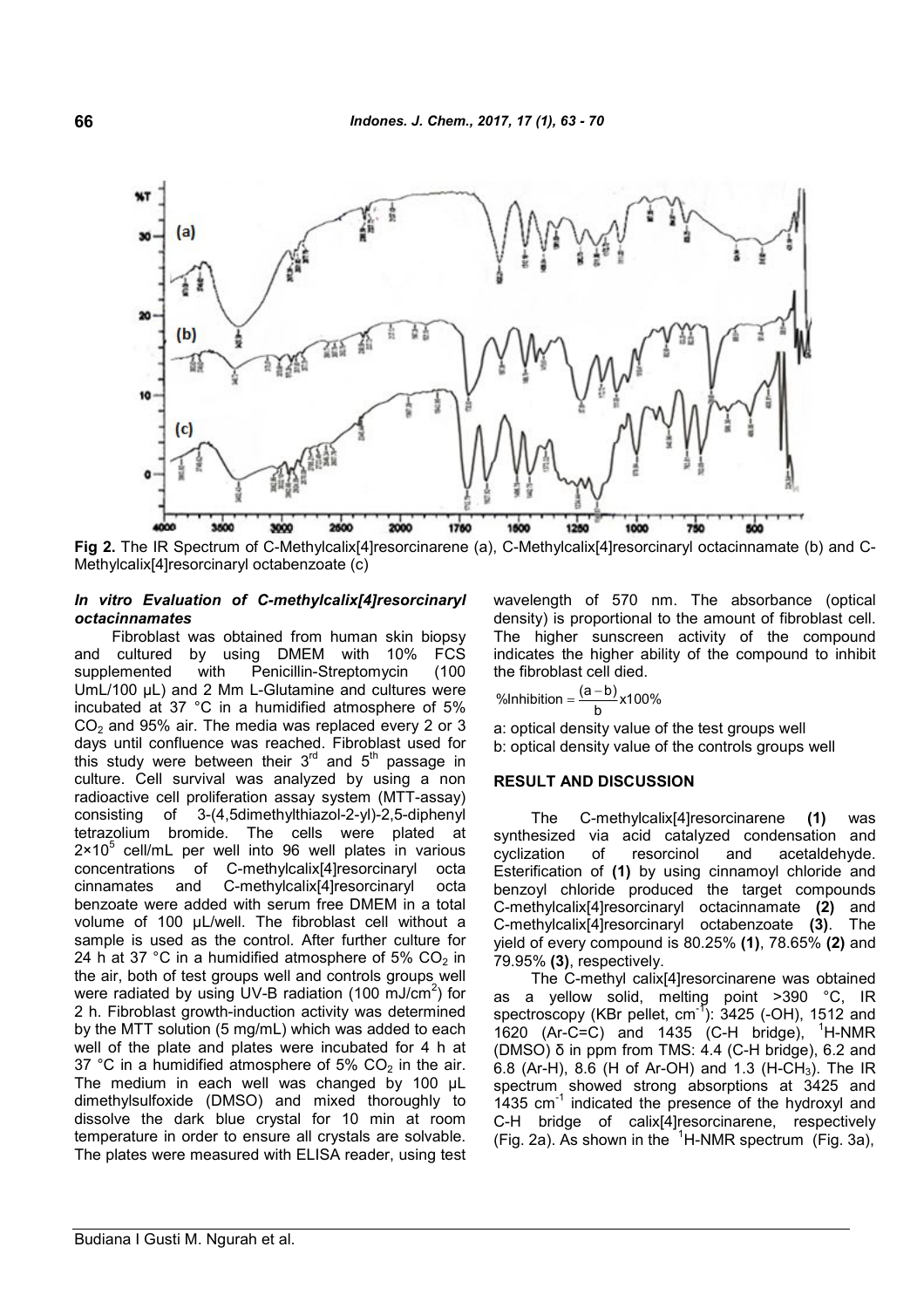Fig 2. The IR Spectrum of C-Methylcalix[4]resorcinarene (a), C-Methylcalix[4]resorcinaryl octacinnamate (b) and C-Methylcalix[4]resorcinaryl octabenzoate (c)

### *In vitro Evaluation of C-methylcalix[4]resorcinaryl octacinnamates*

Fibroblast was obtained from human skin biopsy and cultured by using DMEM with 10% FCS supplemented with Penicillin-Streptomycin (100 UmL/100 µL) and 2 Mm L-Glutamine and cultures were incubated at 37 °C in a humidified atmosphere of 5% $CO_2$ and 95% air. The media was replaced every 2 or 3 days until confluence was reached. Fibroblast used for this study were between their $3^{rd}$ and $5^{th}$ passage in culture. Cell survival was analyzed by using a non radioactive cell proliferation assay system (MTT-assay) consisting of 3-(4,5dimethylthiazol-2-yl)-2,5-diphenyl tetrazolium bromide. The cells were plated at $2\times10^5$ cell/mL per well into 96 well plates in various concentrations of C-methylcalix[4]resorcinaryl octa cinnamates and C-methylcalix[4]resorcinaryl octa benzoate were added with serum free DMEM in a total volume of 100 µL/well. The fibroblast cell without a sample is used as the control. After further culture for 24 h at 37 °C in a humidified atmosphere of 5% $CO_2$ in the air, both of test groups well and controls groups well were radiated by using UV-B radiation (100 $mJ/cm^2$) for 2 h. Fibroblast growth-induction activity was determined by the MTT solution (5 mg/mL) which was added to each well of the plate and plates were incubated for 4 h at 37 °C in a humidified atmosphere of 5% $CO_2$ in the air. The medium in each well was changed by 100 µL dimethylsulfoxide (DMSO) and mixed thoroughly to dissolve the dark blue crystal for 10 min at room temperature in order to ensure all crystals are solvable. The plates were measured with ELISA reader, using test wavelength of 570 nm. The absorbance (optical density) is proportional to the amount of fibroblast cell. The higher sunscreen activity of the compound indicates the higher ability of the compound to inhibit the fibroblast cell died.

$$\%\text{Inhibition} = \frac{(a-b)}{b} \times 100\%$$

a: optical density value of the test groups well
b: optical density value of the controls groups well

## RESULT AND DISCUSSION

The C-methylcalix[4]resorcinarene **(1)** was synthesized via acid catalyzed condensation and cyclization of resorcinol and acetaldehyde. Esterification of **(1)** by using cinnamoyl chloride and benzoyl chloride produced the target compounds C-methylcalix[4]resorcinaryl octacinnamate **(2)** and C-methylcalix[4]resorcinaryl octabenzoate **(3)**. The yield of every compound is 80.25% **(1)**, 78.65% **(2)** and 79.95% **(3)**, respectively.

The C-methyl calix[4]resorcinarene was obtained as a yellow solid, melting point >390 °C, IR spectroscopy (KBr pellet, $cm^{-1}$): 3425 (-OH), 1512 and 1620 (Ar-C=C) and 1435 (C-H bridge), $^1$H-NMR (DMSO) δ in ppm from TMS: 4.4 (C-H bridge), 6.2 and 6.8 (Ar-H), 8.6 (H of Ar-OH) and 1.3 (H-$CH_3$). The IR spectrum showed strong absorptions at 3425 and 1435 $cm^{-1}$ indicated the presence of the hydroxyl and C-H bridge of calix[4]resorcinarene, respectively (Fig. 2a). As shown in the $^1$H-NMR spectrum (Fig. 3a),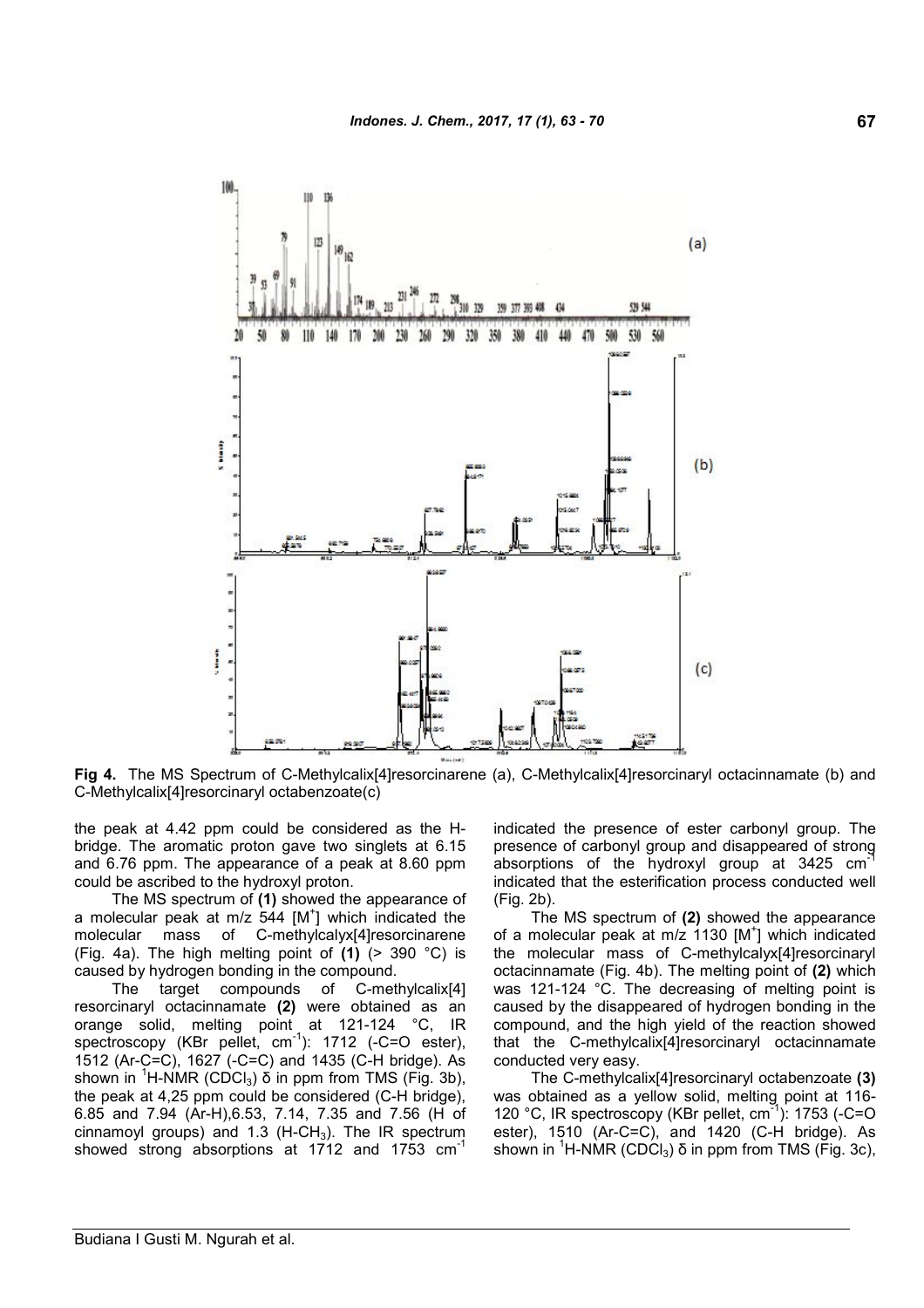Fig 4. The MS Spectrum of C-Methylcalix[4]resorcinarene (a), C-Methylcalix[4]resorcinaryl octacinnamate (b) and C-Methylcalix[4]resorcinaryl octabenzoate(c)

the peak at 4.42 ppm could be considered as the H-bridge. The aromatic proton gave two singlets at 6.15 and 6.76 ppm. The appearance of a peak at 8.60 ppm could be ascribed to the hydroxyl proton.

The MS spectrum of **(1)** showed the appearance of a molecular peak at m/z 544 [$M^+$] which indicated the molecular mass of C-methylcalyx[4]resorcinarene (Fig. 4a). The high melting point of **(1)** (> 390 °C) is caused by hydrogen bonding in the compound.

The target compounds of C-methylcalix[4] resorcinaryl octacinnamate **(2)** were obtained as an orange solid, melting point at 121-124 °C, IR spectroscopy (KBr pellet, $cm^{-1}$): 1712 (-C=O ester), 1512 (Ar-C=C), 1627 (-C=C) and 1435 (C-H bridge). As shown in $^1$H-NMR ($CDCl_3$) δ in ppm from TMS (Fig. 3b), the peak at 4,25 ppm could be considered (C-H bridge), 6.85 and 7.94 (Ar-H),6.53, 7.14, 7.35 and 7.56 (H of cinnamoyl groups) and 1.3 ($H$-$CH_3$). The IR spectrum showed strong absorptions at 1712 and 1753 $cm^{-1}$ indicated the presence of ester carbonyl group. The presence of carbonyl group and disappeared of strong absorptions of the hydroxyl group at 3425 $cm^{-1}$ indicated that the esterification process conducted well (Fig. 2b).

The MS spectrum of **(2)** showed the appearance of a molecular peak at m/z 1130 [$M^+$] which indicated the molecular mass of C-methylcalyx[4]resorcinaryl octacinnamate (Fig. 4b). The melting point of **(2)** which was 121-124 °C. The decreasing of melting point is caused by the disappeared of hydrogen bonding in the compound, and the high yield of the reaction showed that the C-methylcalix[4]resorcinaryl octacinnamate conducted very easy.

The C-methylcalix[4]resorcinaryl octabenzoate **(3)** was obtained as a yellow solid, melting point at 116-120 °C, IR spectroscopy (KBr pellet, $cm^{-1}$): 1753 (-C=O ester), 1510 (Ar-C=C), and 1420 (C-H bridge). As shown in $^1$H-NMR ($CDCl_3$) δ in ppm from TMS (Fig. 3c),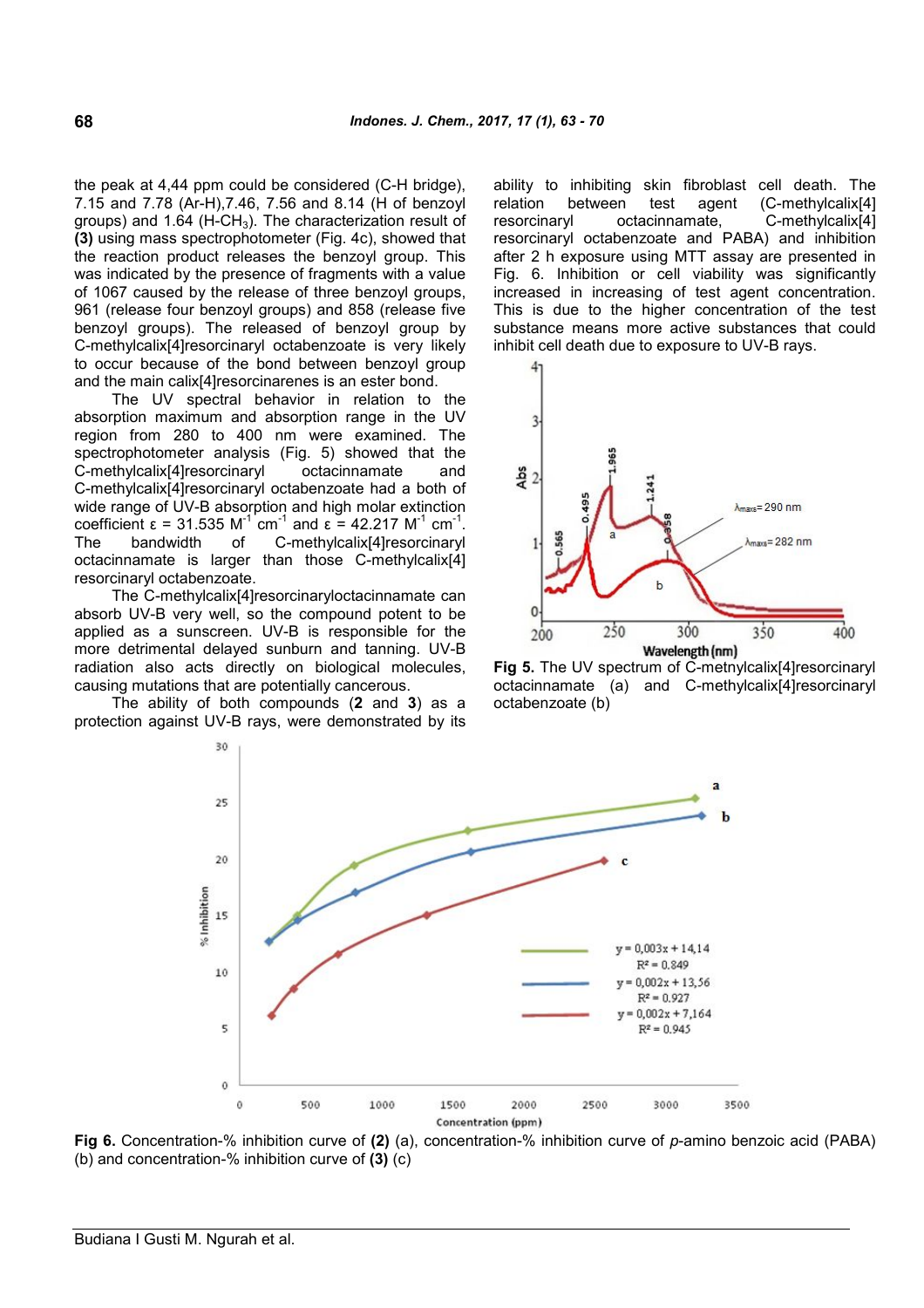the peak at 4,44 ppm could be considered (C-H bridge), 7.15 and 7.78 (Ar-H),7.46, 7.56 and 8.14 (H of benzoyl groups) and 1.64 (H-$CH_3$). The characterization result of **(3)** using mass spectrophotometer (Fig. 4c), showed that the reaction product releases the benzoyl group. This was indicated by the presence of fragments with a value of 1067 caused by the release of three benzoyl groups, 961 (release four benzoyl groups) and 858 (release five benzoyl groups). The released of benzoyl group by C-methylcalix[4]resorcinaryl octabenzoate is very likely to occur because of the bond between benzoyl group and the main calix[4]resorcinarenes is an ester bond.

The UV spectral behavior in relation to the absorption maximum and absorption range in the UV region from 280 to 400 nm were examined. The spectrophotometer analysis (Fig. 5) showed that the C-methylcalix[4]resorcinaryl octacinnamate and C-methylcalix[4]resorcinaryl octabenzoate had a both of wide range of UV-B absorption and high molar extinction coefficient ε = 31.535 $M^{-1}$ $cm^{-1}$ and ε = 42.217 $M^{-1}$ $cm^{-1}$. The bandwidth of C-methylcalix[4]resorcinaryl octacinnamate is larger than those C-methylcalix[4] resorcinaryl octabenzoate.

The C-methylcalix[4]resorcinaryloctacinnamate can absorb UV-B very well, so the compound potent to be applied as a sunscreen. UV-B is responsible for the more detrimental delayed sunburn and tanning. UV-B radiation also acts directly on biological molecules, causing mutations that are potentially cancerous.

The ability of both compounds (**2** and **3**) as a protection against UV-B rays, were demonstrated by its ability to inhibiting skin fibroblast cell death. The relation between test agent (C-methylcalix[4] resorcinaryl octacinnamate, C-methylcalix[4] resorcinaryl octabenzoate and PABA) and inhibition after 2 h exposure using MTT assay are presented in Fig. 6. Inhibition or cell viability was significantly increased in increasing of test agent concentration. This is due to the higher concentration of the test substance means more active substances that could inhibit cell death due to exposure to UV-B rays.

**Fig 5.** The UV spectrum of C-metnylcalix[4]resorcinaryl octacinnamate (a) and C-methylcalix[4]resorcinaryl octabenzoate (b)

**Fig 6.** Concentration-% inhibition curve of **(2)** (a), concentration-% inhibition curve of *p*-amino benzoic acid (PABA) (b) and concentration-% inhibition curve of **(3)** (c)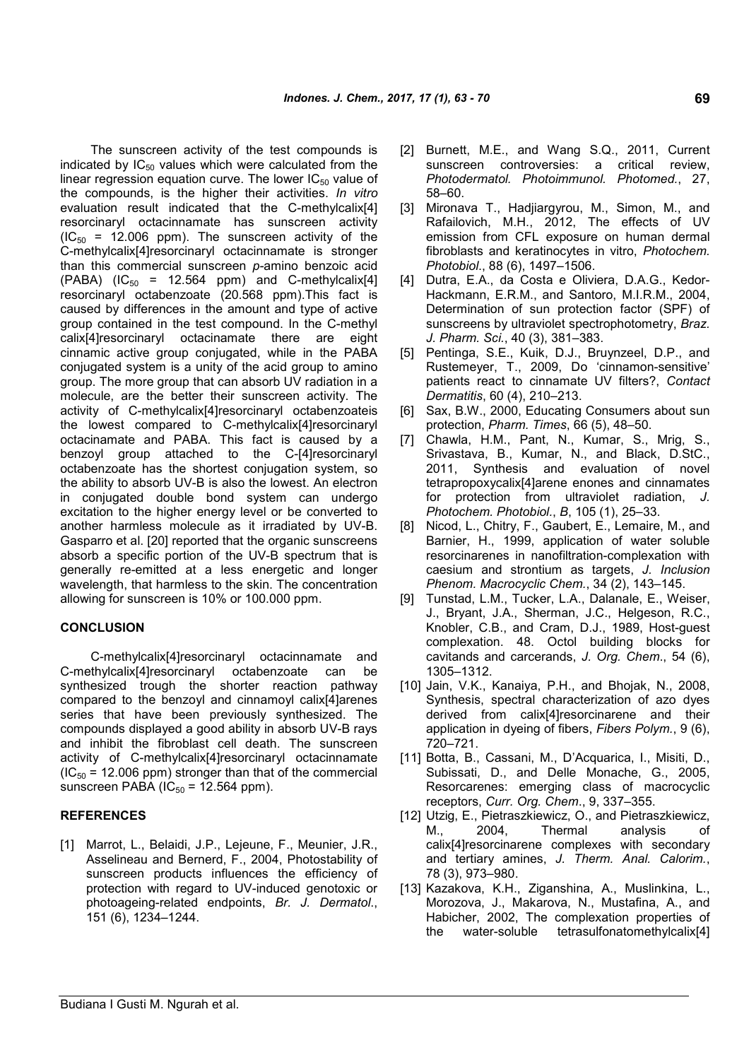The sunscreen activity of the test compounds is indicated by $IC_{50}$ values which were calculated from the linear regression equation curve. The lower $IC_{50}$ value of the compounds, is the higher their activities. *In vitro* evaluation result indicated that the C-methylcalix[4] resorcinaryl octacinnamate has sunscreen activity ($IC_{50}$ = 12.006 ppm). The sunscreen activity of the C-methylcalix[4]resorcinaryl octacinnamate is stronger than this commercial sunscreen *p*-amino benzoic acid (PABA) ($IC_{50}$ = 12.564 ppm) and C-methylcalix[4] resorcinaryl octabenzoate (20.568 ppm).This fact is caused by differences in the amount and type of active group contained in the test compound. In the C-methyl calix[4]resorcinaryl octacinamate there are eight cinnamic active group conjugated, while in the PABA conjugated system is a unity of the acid group to amino group. The more group that can absorb UV radiation in a molecule, are the better their sunscreen activity. The activity of C-methylcalix[4]resorcinaryl octabenzoateis the lowest compared to C-methylcalix[4]resorcinaryl octacinamate and PABA. This fact is caused by a benzoyl group attached to the C-[4]resorcinaryl octabenzoate has the shortest conjugation system, so the ability to absorb UV-B is also the lowest. An electron in conjugated double bond system can undergo excitation to the higher energy level or be converted to another harmless molecule as it irradiated by UV-B. Gasparro et al. [20] reported that the organic sunscreens absorb a specific portion of the UV-B spectrum that is generally re-emitted at a less energetic and longer wavelength, that harmless to the skin. The concentration allowing for sunscreen is 10% or 100.000 ppm.

## CONCLUSION

C-methylcalix[4]resorcinaryl octacinnamate and C-methylcalix[4]resorcinaryl octabenzoate can be synthesized trough the shorter reaction pathway compared to the benzoyl and cinnamoyl calix[4]arenes series that have been previously synthesized. The compounds displayed a good ability in absorb UV-B rays and inhibit the fibroblast cell death. The sunscreen activity of C-methylcalix[4]resorcinaryl octacinnamate ($IC_{50}$ = 12.006 ppm) stronger than that of the commercial sunscreen PABA ($IC_{50}$ = 12.564 ppm).

## REFERENCES

[1] Marrot, L., Belaidi, J.P., Lejeune, F., Meunier, J.R., Asselineau and Bernerd, F., 2004, Photostability of sunscreen products influences the efficiency of protection with regard to UV-induced genotoxic or photoageing-related endpoints, *Br. J. Dermatol.*, 151 (6), 1234–1244.

[2] Burnett, M.E., and Wang S.Q., 2011, Current sunscreen controversies: a critical review, *Photodermatol. Photoimmunol. Photomed.*, 27, 58–60.

[3] Mironava T., Hadjiargyrou, M., Simon, M., and Rafailovich, M.H., 2012, The effects of UV emission from CFL exposure on human dermal fibroblasts and keratinocytes in vitro, *Photochem. Photobiol.*, 88 (6), 1497–1506.

[4] Dutra, E.A., da Costa e Oliviera, D.A.G., Kedor-Hackmann, E.R.M., and Santoro, M.I.R.M., 2004, Determination of sun protection factor (SPF) of sunscreens by ultraviolet spectrophotometry, *Braz. J. Pharm. Sci.*, 40 (3), 381–383.

[5] Pentinga, S.E., Kuik, D.J., Bruynzeel, D.P., and Rustemeyer, T., 2009, Do 'cinnamon-sensitive' patients react to cinnamate UV filters?, *Contact Dermatitis*, 60 (4), 210–213.

[6] Sax, B.W., 2000, Educating Consumers about sun protection, *Pharm. Times*, 66 (5), 48–50.

[7] Chawla, H.M., Pant, N., Kumar, S., Mrig, S., Srivastava, B., Kumar, N., and Black, D.StC., 2011, Synthesis and evaluation of novel tetrapropoxycalix[4]arene enones and cinnamates for protection from ultraviolet radiation, *J. Photochem. Photobiol.*, *B*, 105 (1), 25–33.

[8] Nicod, L., Chitry, F., Gaubert, E., Lemaire, M., and Barnier, H., 1999, application of water soluble resorcinarenes in nanofiltration-complexation with caesium and strontium as targets, *J. Inclusion Phenom. Macrocyclic Chem.*, 34 (2), 143–145.

[9] Tunstad, L.M., Tucker, L.A., Dalanale, E., Weiser, J., Bryant, J.A., Sherman, J.C., Helgeson, R.C., Knobler, C.B., and Cram, D.J., 1989, Host-guest complexation. 48. Octol building blocks for cavitands and carcerands, *J. Org. Chem.*, 54 (6), 1305–1312.

[10] Jain, V.K., Kanaiya, P.H., and Bhojak, N., 2008, Synthesis, spectral characterization of azo dyes derived from calix[4]resorcinarene and their application in dyeing of fibers, *Fibers Polym.*, 9 (6), 720–721.

[11] Botta, B., Cassani, M., D'Acquarica, I., Misiti, D., Subissati, D., and Delle Monache, G., 2005, Resorcarenes: emerging class of macrocyclic receptors, *Curr. Org. Chem.*, 9, 337–355.

[12] Utzig, E., Pietraszkiewicz, O., and Pietraszkiewicz, M., 2004, Thermal analysis of calix[4]resorcinarene complexes with secondary and tertiary amines, *J. Therm. Anal. Calorim.*, 78 (3), 973–980.

[13] Kazakova, K.H., Ziganshina, A., Muslinkina, L., Morozova, J., Makarova, N., Mustafina, A., and Habicher, 2002, The complexation properties of the water-soluble tetrasulfonatomethylcalix[4]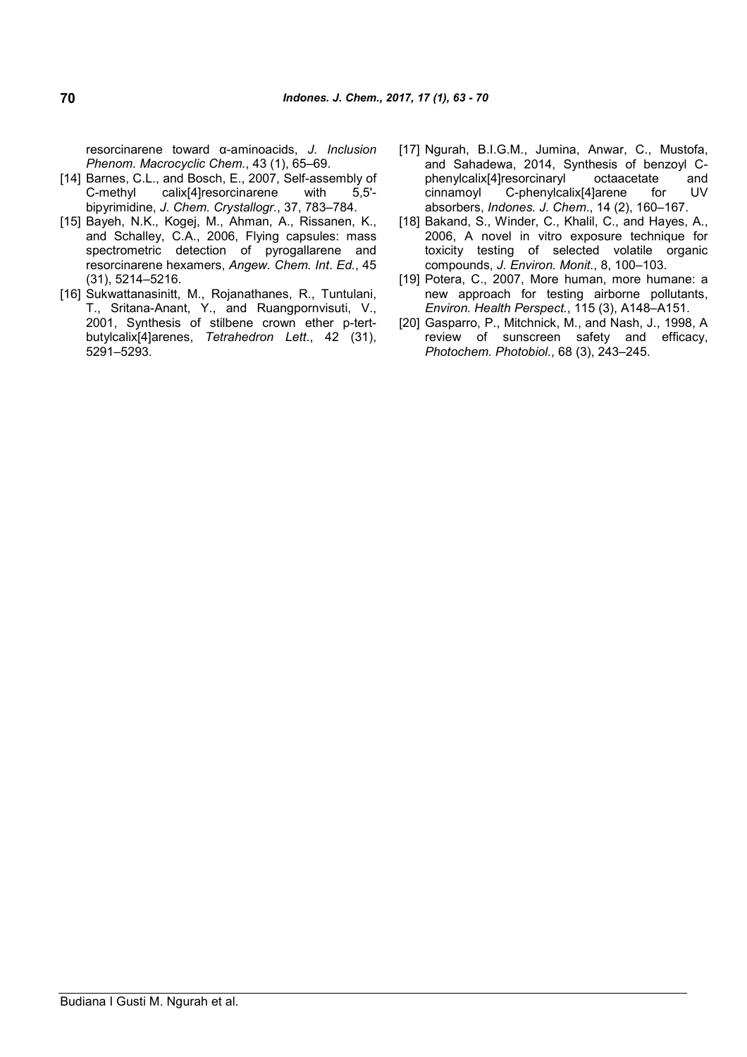resorcinarene toward α-aminoacids, *J. Inclusion Phenom. Macrocyclic Chem.*, 43 (1), 65–69.

[14] Barnes, C.L., and Bosch, E., 2007, Self-assembly of C-methyl calix[4]resorcinarene with 5,5'-bipyrimidine, *J. Chem. Crystallogr.*, 37, 783–784.

[15] Bayeh, N.K., Kogej, M., Ahman, A., Rissanen, K., and Schalley, C.A., 2006, Flying capsules: mass spectrometric detection of pyrogallarene and resorcinarene hexamers, *Angew. Chem. Int. Ed.*, 45 (31), 5214–5216.

[16] Sukwattanasinitt, M., Rojanathanes, R., Tuntulani, T., Sritana-Anant, Y., and Ruangpornvisuti, V., 2001, Synthesis of stilbene crown ether p-tert-butylcalix[4]arenes, *Tetrahedron Lett.*, 42 (31), 5291–5293.

[17] Ngurah, B.I.G.M., Jumina, Anwar, C., Mustofa, and Sahadewa, 2014, Synthesis of benzoyl C-phenylcalix[4]resorcinaryl octaacetate and cinnamoyl C-phenylcalix[4]arene for UV absorbers, *Indones. J. Chem.*, 14 (2), 160–167.

[18] Bakand, S., Winder, C., Khalil, C., and Hayes, A., 2006, A novel in vitro exposure technique for toxicity testing of selected volatile organic compounds, *J. Environ. Monit.*, 8, 100–103.

[19] Potera, C., 2007, More human, more humane: a new approach for testing airborne pollutants, *Environ. Health Perspect.*, 115 (3), A148–A151.

[20] Gasparro, P., Mitchnick, M., and Nash, J., 1998, A review of sunscreen safety and efficacy, *Photochem. Photobiol.*, 68 (3), 243–245.